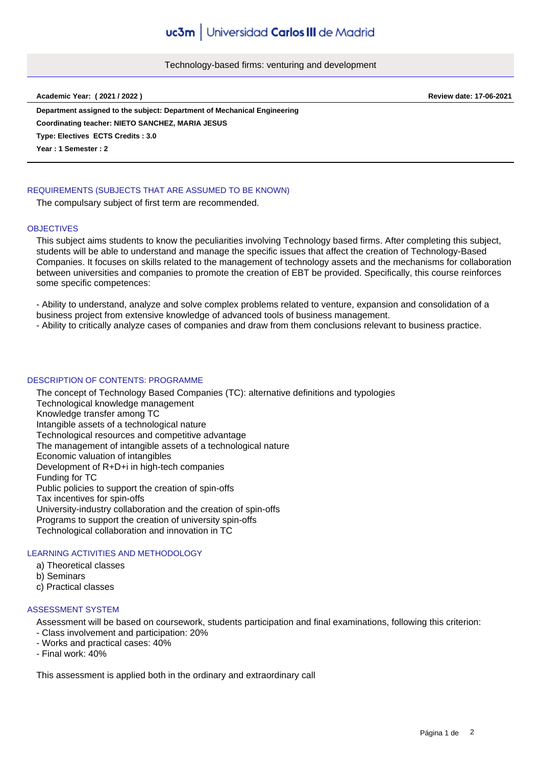# Technology-based firms: venturing and development

**Academic Year: ( 2021 / 2022 )** **Review date: 17-06-2021**

**Department assigned to the subject: Department of Mechanical Engineering**

**Coordinating teacher: NIETO SANCHEZ, MARIA JESUS**

**Type: Electives ECTS Credits : 3.0**

**Year : 1 Semester : 2**

## REQUIREMENTS (SUBJECTS THAT ARE ASSUMED TO BE KNOWN)

The compulsary subject of first term are recommended.

## OBJECTIVES

This subject aims students to know the peculiarities involving Technology based firms. After completing this subject, students will be able to understand and manage the specific issues that affect the creation of Technology-Based Companies. It focuses on skills related to the management of technology assets and the mechanisms for collaboration between universities and companies to promote the creation of EBT be provided. Specifically, this course reinforces some specific competences:

- Ability to understand, analyze and solve complex problems related to venture, expansion and consolidation of a business project from extensive knowledge of advanced tools of business management.
- Ability to critically analyze cases of companies and draw from them conclusions relevant to business practice.

## DESCRIPTION OF CONTENTS: PROGRAMME

The concept of Technology Based Companies (TC): alternative definitions and typologies
Technological knowledge management
Knowledge transfer among TC
Intangible assets of a technological nature
Technological resources and competitive advantage
The management of intangible assets of a technological nature
Economic valuation of intangibles
Development of R+D+i in high-tech companies
Funding for TC
Public policies to support the creation of spin-offs
Tax incentives for spin-offs
University-industry collaboration and the creation of spin-offs
Programs to support the creation of university spin-offs
Technological collaboration and innovation in TC

## LEARNING ACTIVITIES AND METHODOLOGY

a) Theoretical classes
b) Seminars
c) Practical classes

## ASSESSMENT SYSTEM

Assessment will be based on coursework, students participation and final examinations, following this criterion:
- Class involvement and participation: 20%
- Works and practical cases: 40%
- Final work: 40%

This assessment is applied both in the ordinary and extraordinary call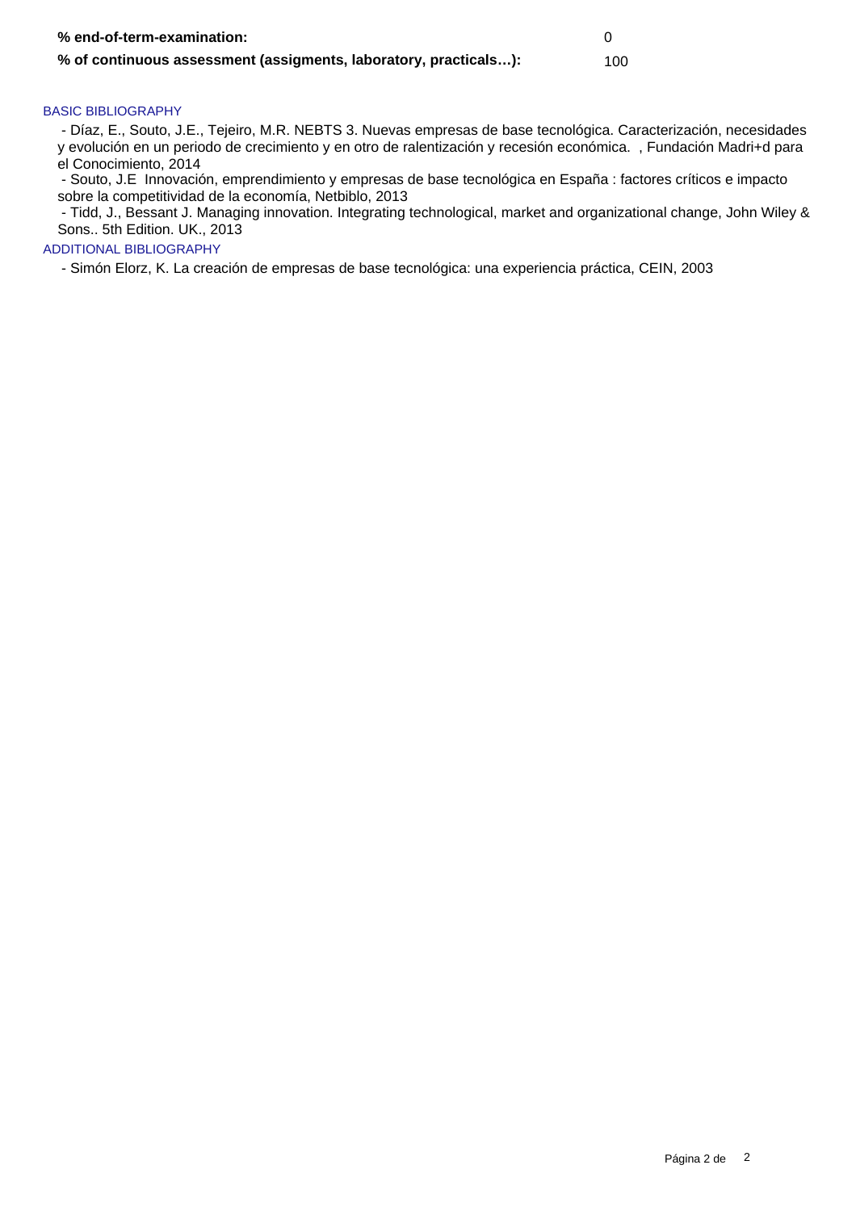**% end-of-term-examination:** 0

**% of continuous assessment (assigments, laboratory, practicals…):** 100

### BASIC BIBLIOGRAPHY

- Díaz, E., Souto, J.E., Tejeiro, M.R. NEBTS 3. Nuevas empresas de base tecnológica. Caracterización, necesidades y evolución en un periodo de crecimiento y en otro de ralentización y recesión económica. , Fundación Madri+d para el Conocimiento, 2014
- Souto, J.E Innovación, emprendimiento y empresas de base tecnológica en España : factores críticos e impacto sobre la competitividad de la economía, Netbiblo, 2013
- Tidd, J., Bessant J. Managing innovation. Integrating technological, market and organizational change, John Wiley & Sons.. 5th Edition. UK., 2013

### ADDITIONAL BIBLIOGRAPHY

- Simón Elorz, K. La creación de empresas de base tecnológica: una experiencia práctica, CEIN, 2003